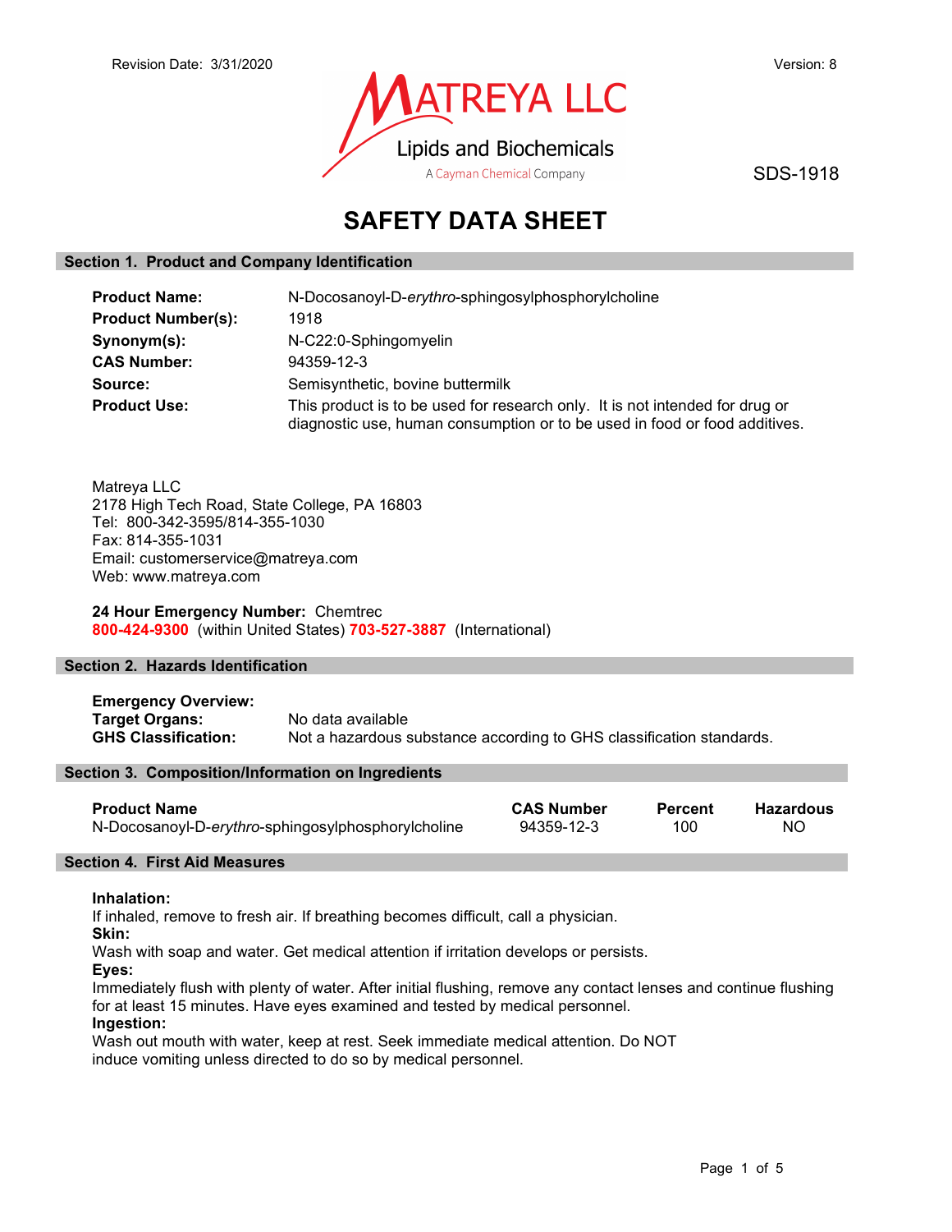Revision Date: 3/31/2020 | Version: 8

**MATREYA LLC**
Lipids and Biochemicals
A Cayman Chemical Company

SDS-1918

# SAFETY DATA SHEET

## Section 1. Product and Company Identification

**Product Name:** N-Docosanoyl-D-*erythro*-sphingosylphosphorylcholine
**Product Number(s):** 1918
**Synonym(s):** N-C22:0-Sphingomyelin
**CAS Number:** 94359-12-3
**Source:** Semisynthetic, bovine buttermilk
**Product Use:** This product is to be used for research only. It is not intended for drug or diagnostic use, human consumption or to be used in food or food additives.

Matreya LLC
2178 High Tech Road, State College, PA 16803
Tel: 800-342-3595/814-355-1030
Fax: 814-355-1031
Email: customerservice@matreya.com
Web: www.matreya.com

**24 Hour Emergency Number:** Chemtrec
**800-424-9300** (within United States) **703-527-3887** (International)

## Section 2. Hazards Identification

**Emergency Overview:**
**Target Organs:** No data available
**GHS Classification:** Not a hazardous substance according to GHS classification standards.

## Section 3. Composition/Information on Ingredients

| Product Name | CAS Number | Percent | Hazardous |
|---|---|---|---|
| N-Docosanoyl-D-*erythro*-sphingosylphosphorylcholine | 94359-12-3 | 100 | NO |

## Section 4. First Aid Measures

**Inhalation:**
If inhaled, remove to fresh air. If breathing becomes difficult, call a physician.
**Skin:**
Wash with soap and water. Get medical attention if irritation develops or persists.
**Eyes:**
Immediately flush with plenty of water. After initial flushing, remove any contact lenses and continue flushing for at least 15 minutes. Have eyes examined and tested by medical personnel.
**Ingestion:**
Wash out mouth with water, keep at rest. Seek immediate medical attention. Do NOT induce vomiting unless directed to do so by medical personnel.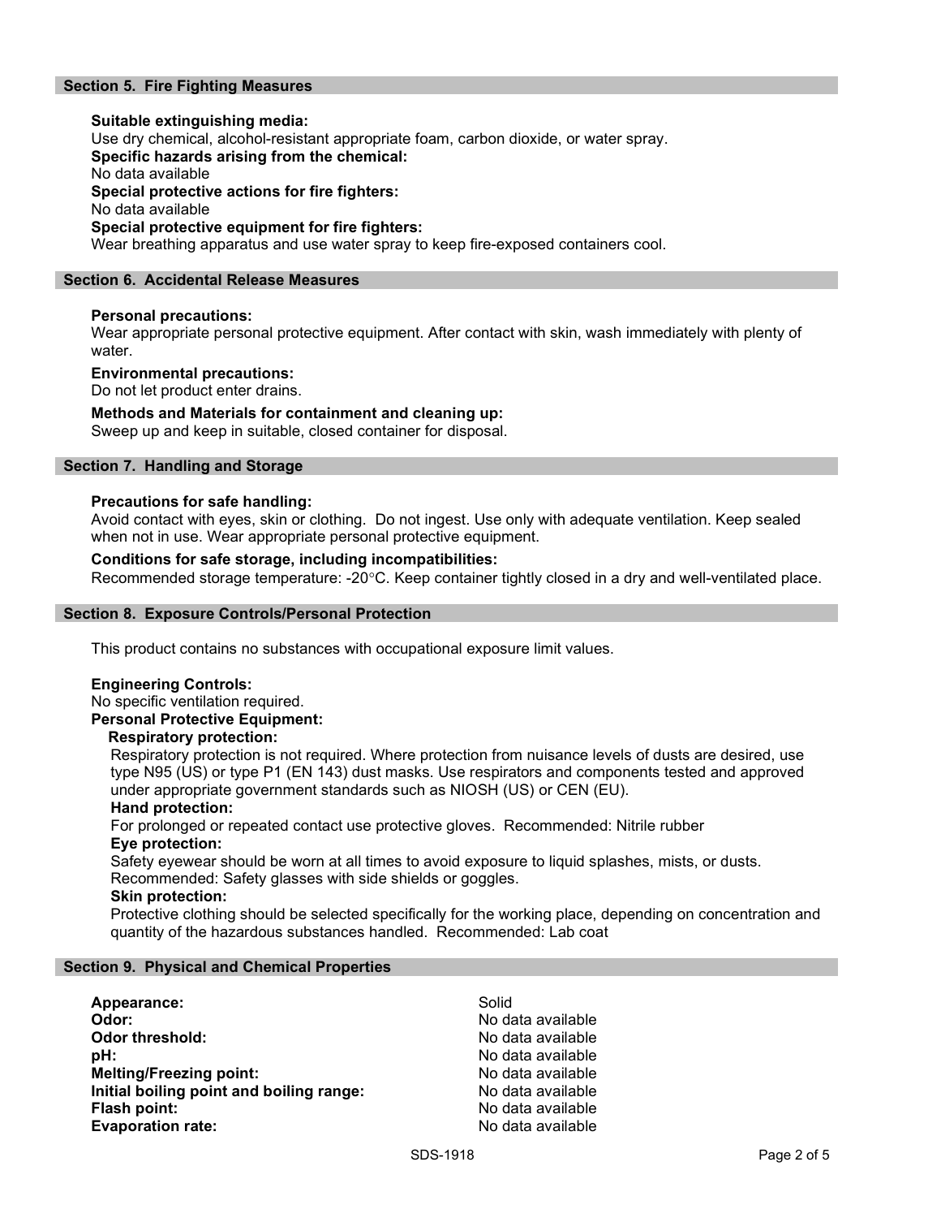## Section 5. Fire Fighting Measures

**Suitable extinguishing media:**
Use dry chemical, alcohol-resistant appropriate foam, carbon dioxide, or water spray.
**Specific hazards arising from the chemical:**
No data available
**Special protective actions for fire fighters:**
No data available
**Special protective equipment for fire fighters:**
Wear breathing apparatus and use water spray to keep fire-exposed containers cool.

## Section 6. Accidental Release Measures

**Personal precautions:**
Wear appropriate personal protective equipment. After contact with skin, wash immediately with plenty of water.

**Environmental precautions:**
Do not let product enter drains.

**Methods and Materials for containment and cleaning up:**
Sweep up and keep in suitable, closed container for disposal.

## Section 7. Handling and Storage

**Precautions for safe handling:**
Avoid contact with eyes, skin or clothing. Do not ingest. Use only with adequate ventilation. Keep sealed when not in use. Wear appropriate personal protective equipment.

**Conditions for safe storage, including incompatibilities:**
Recommended storage temperature: -20°C. Keep container tightly closed in a dry and well-ventilated place.

## Section 8. Exposure Controls/Personal Protection

This product contains no substances with occupational exposure limit values.

**Engineering Controls:**
No specific ventilation required.
**Personal Protective Equipment:**

**Respiratory protection:**
Respiratory protection is not required. Where protection from nuisance levels of dusts are desired, use type N95 (US) or type P1 (EN 143) dust masks. Use respirators and components tested and approved under appropriate government standards such as NIOSH (US) or CEN (EU).
**Hand protection:**
For prolonged or repeated contact use protective gloves. Recommended: Nitrile rubber
**Eye protection:**
Safety eyewear should be worn at all times to avoid exposure to liquid splashes, mists, or dusts. Recommended: Safety glasses with side shields or goggles.
**Skin protection:**
Protective clothing should be selected specifically for the working place, depending on concentration and quantity of the hazardous substances handled. Recommended: Lab coat

## Section 9. Physical and Chemical Properties

| | |
|---|---|
| **Appearance:** | Solid |
| **Odor:** | No data available |
| **Odor threshold:** | No data available |
| **pH:** | No data available |
| **Melting/Freezing point:** | No data available |
| **Initial boiling point and boiling range:** | No data available |
| **Flash point:** | No data available |
| **Evaporation rate:** | No data available |

SDS-1918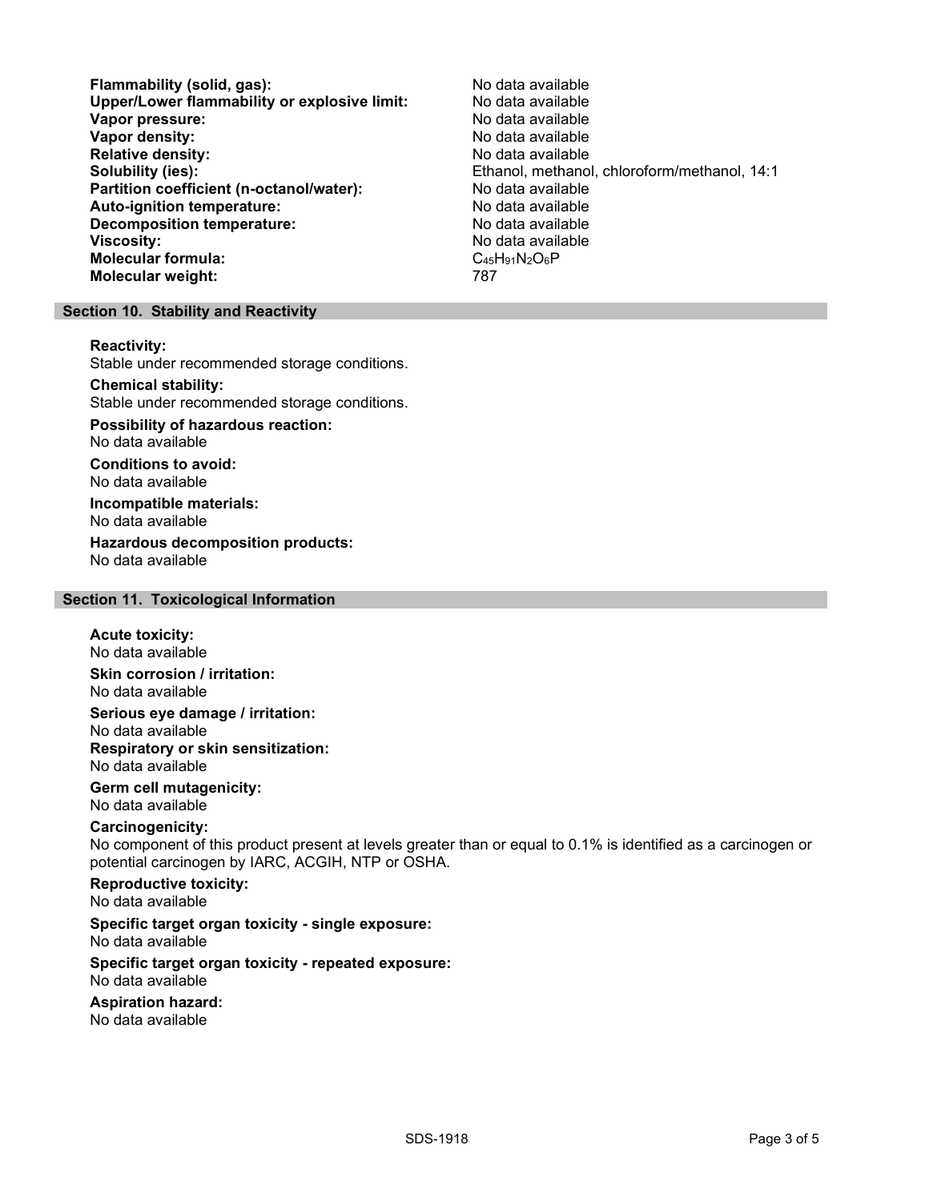**Flammability (solid, gas):** No data available
**Upper/Lower flammability or explosive limit:** No data available
**Vapor pressure:** No data available
**Vapor density:** No data available
**Relative density:** No data available
**Solubility (ies):** Ethanol, methanol, chloroform/methanol, 14:1
**Partition coefficient (n-octanol/water):** No data available
**Auto-ignition temperature:** No data available
**Decomposition temperature:** No data available
**Viscosity:** No data available
**Molecular formula:** $C_{45}H_{91}N_2O_6P$
**Molecular weight:** 787

## Section 10. Stability and Reactivity

**Reactivity:**
Stable under recommended storage conditions.

**Chemical stability:**
Stable under recommended storage conditions.

**Possibility of hazardous reaction:**
No data available

**Conditions to avoid:**
No data available

**Incompatible materials:**
No data available

**Hazardous decomposition products:**
No data available

## Section 11. Toxicological Information

**Acute toxicity:**
No data available

**Skin corrosion / irritation:**
No data available

**Serious eye damage / irritation:**
No data available

**Respiratory or skin sensitization:**
No data available

**Germ cell mutagenicity:**
No data available

**Carcinogenicity:**
No component of this product present at levels greater than or equal to 0.1% is identified as a carcinogen or potential carcinogen by IARC, ACGIH, NTP or OSHA.

**Reproductive toxicity:**
No data available

**Specific target organ toxicity - single exposure:**
No data available

**Specific target organ toxicity - repeated exposure:**
No data available

**Aspiration hazard:**
No data available

SDS-1918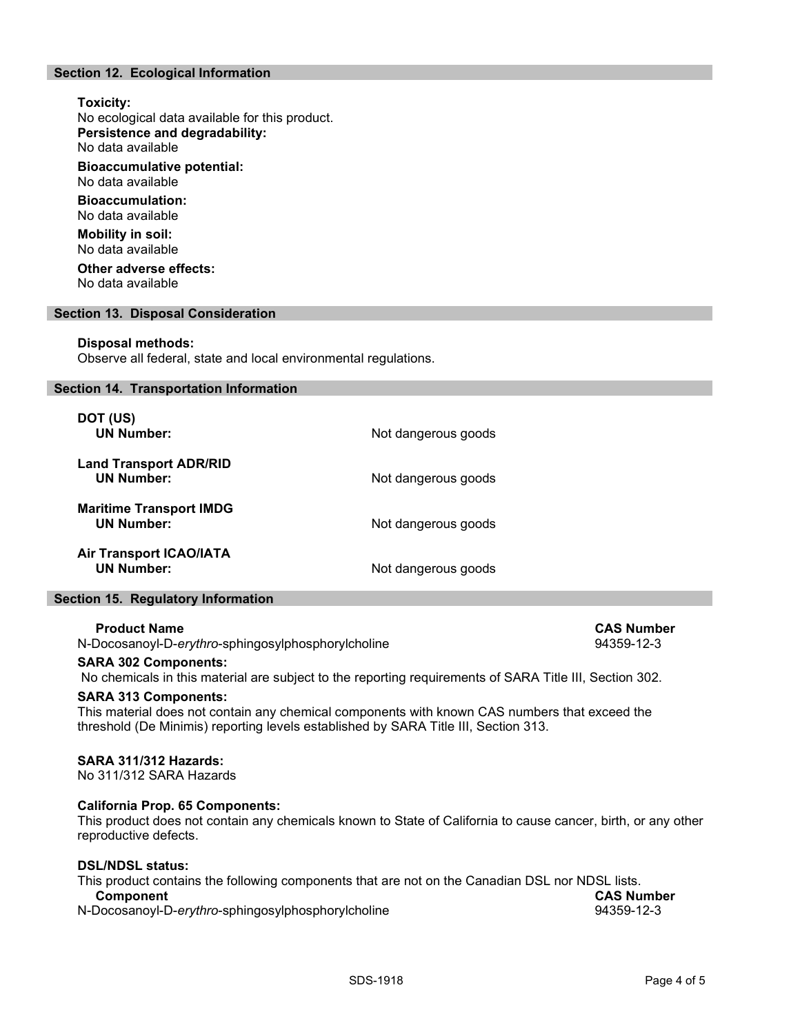## Section 12. Ecological Information

**Toxicity:**
No ecological data available for this product.

**Persistence and degradability:**
No data available

**Bioaccumulative potential:**
No data available

**Bioaccumulation:**
No data available

**Mobility in soil:**
No data available

**Other adverse effects:**
No data available

## Section 13. Disposal Consideration

**Disposal methods:**
Observe all federal, state and local environmental regulations.

## Section 14. Transportation Information

| | |
|---|---|
| **DOT (US)** | |
| **UN Number:** | Not dangerous goods |
| **Land Transport ADR/RID** | |
| **UN Number:** | Not dangerous goods |
| **Maritime Transport IMDG** | |
| **UN Number:** | Not dangerous goods |
| **Air Transport ICAO/IATA** | |
| **UN Number:** | Not dangerous goods |

## Section 15. Regulatory Information

| **Product Name** | **CAS Number** |
|---|---|
| N-Docosanoyl-D-*erythro*-sphingosylphosphorylcholine | 94359-12-3 |

**SARA 302 Components:**
No chemicals in this material are subject to the reporting requirements of SARA Title III, Section 302.

**SARA 313 Components:**
This material does not contain any chemical components with known CAS numbers that exceed the threshold (De Minimis) reporting levels established by SARA Title III, Section 313.

**SARA 311/312 Hazards:**
No 311/312 SARA Hazards

**California Prop. 65 Components:**
This product does not contain any chemicals known to State of California to cause cancer, birth, or any other reproductive defects.

**DSL/NDSL status:**
This product contains the following components that are not on the Canadian DSL nor NDSL lists.

| **Component** | **CAS Number** |
|---|---|
| N-Docosanoyl-D-*erythro*-sphingosylphosphorylcholine | 94359-12-3 |

SDS-1918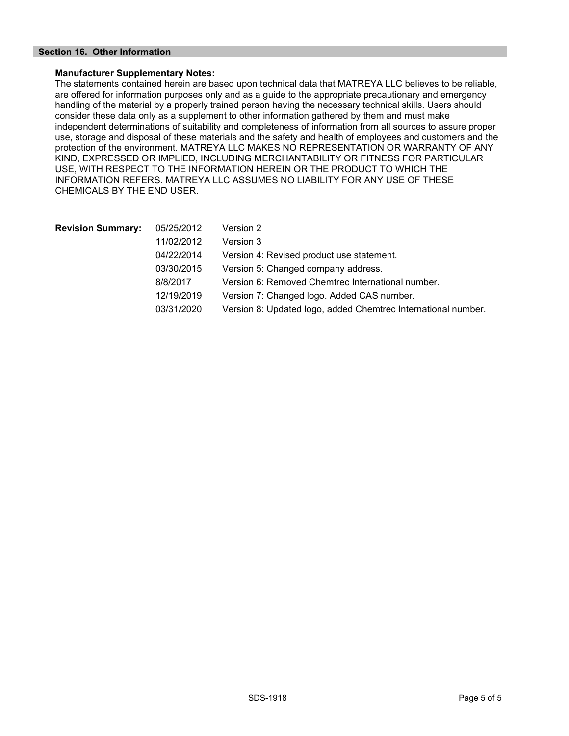## Section 16. Other Information

**Manufacturer Supplementary Notes:**

The statements contained herein are based upon technical data that MATREYA LLC believes to be reliable, are offered for information purposes only and as a guide to the appropriate precautionary and emergency handling of the material by a properly trained person having the necessary technical skills. Users should consider these data only as a supplement to other information gathered by them and must make independent determinations of suitability and completeness of information from all sources to assure proper use, storage and disposal of these materials and the safety and health of employees and customers and the protection of the environment. MATREYA LLC MAKES NO REPRESENTATION OR WARRANTY OF ANY KIND, EXPRESSED OR IMPLIED, INCLUDING MERCHANTABILITY OR FITNESS FOR PARTICULAR USE, WITH RESPECT TO THE INFORMATION HEREIN OR THE PRODUCT TO WHICH THE INFORMATION REFERS. MATREYA LLC ASSUMES NO LIABILITY FOR ANY USE OF THESE CHEMICALS BY THE END USER.

| | | |
|---|---|---|
| **Revision Summary:** | 05/25/2012 | Version 2 |
| | 11/02/2012 | Version 3 |
| | 04/22/2014 | Version 4: Revised product use statement. |
| | 03/30/2015 | Version 5: Changed company address. |
| | 8/8/2017 | Version 6: Removed Chemtrec International number. |
| | 12/19/2019 | Version 7: Changed logo. Added CAS number. |
| | 03/31/2020 | Version 8: Updated logo, added Chemtrec International number. |

SDS-1918